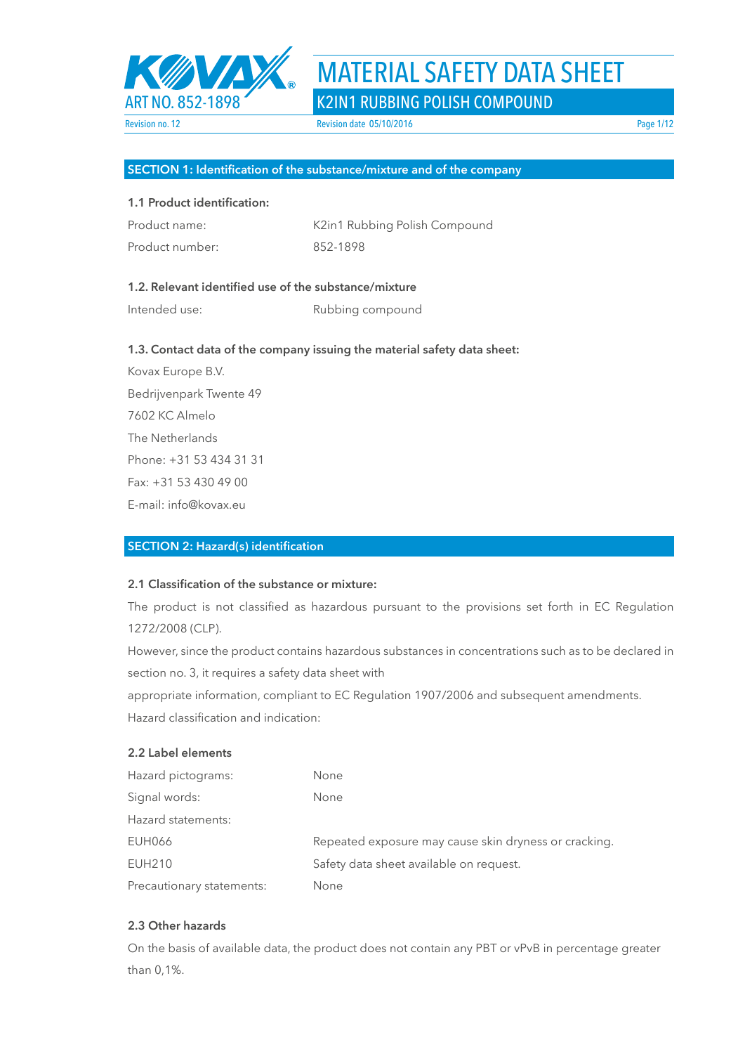# MATERIAL SAFETY DATA SHEET

## K2IN1 RUBBING POLISH COMPOUND

ART NO. 852-1898

Revision no. 12 | Revision date 05/10/2016

## SECTION 1: Identification of the substance/mixture and of the company

### 1.1 Product identification:

| | |
|---|---|
| Product name: | K2in1 Rubbing Polish Compound |
| Product number: | 852-1898 |

### 1.2. Relevant identified use of the substance/mixture

| | |
|---|---|
| Intended use: | Rubbing compound |

### 1.3. Contact data of the company issuing the material safety data sheet:

Kovax Europe B.V.
Bedrijvenpark Twente 49
7602 KC Almelo
The Netherlands
Phone: +31 53 434 31 31
Fax: +31 53 430 49 00
E-mail: info@kovax.eu

## SECTION 2: Hazard(s) identification

### 2.1 Classification of the substance or mixture:

The product is not classified as hazardous pursuant to the provisions set forth in EC Regulation 1272/2008 (CLP).
However, since the product contains hazardous substances in concentrations such as to be declared in section no. 3, it requires a safety data sheet with
appropriate information, compliant to EC Regulation 1907/2006 and subsequent amendments.
Hazard classification and indication:

### 2.2 Label elements

| | |
|---|---|
| Hazard pictograms: | None |
| Signal words: | None |
| Hazard statements: | |
| EUH066 | Repeated exposure may cause skin dryness or cracking. |
| EUH210 | Safety data sheet available on request. |
| Precautionary statements: | None |

### 2.3 Other hazards

On the basis of available data, the product does not contain any PBT or vPvB in percentage greater than 0,1%.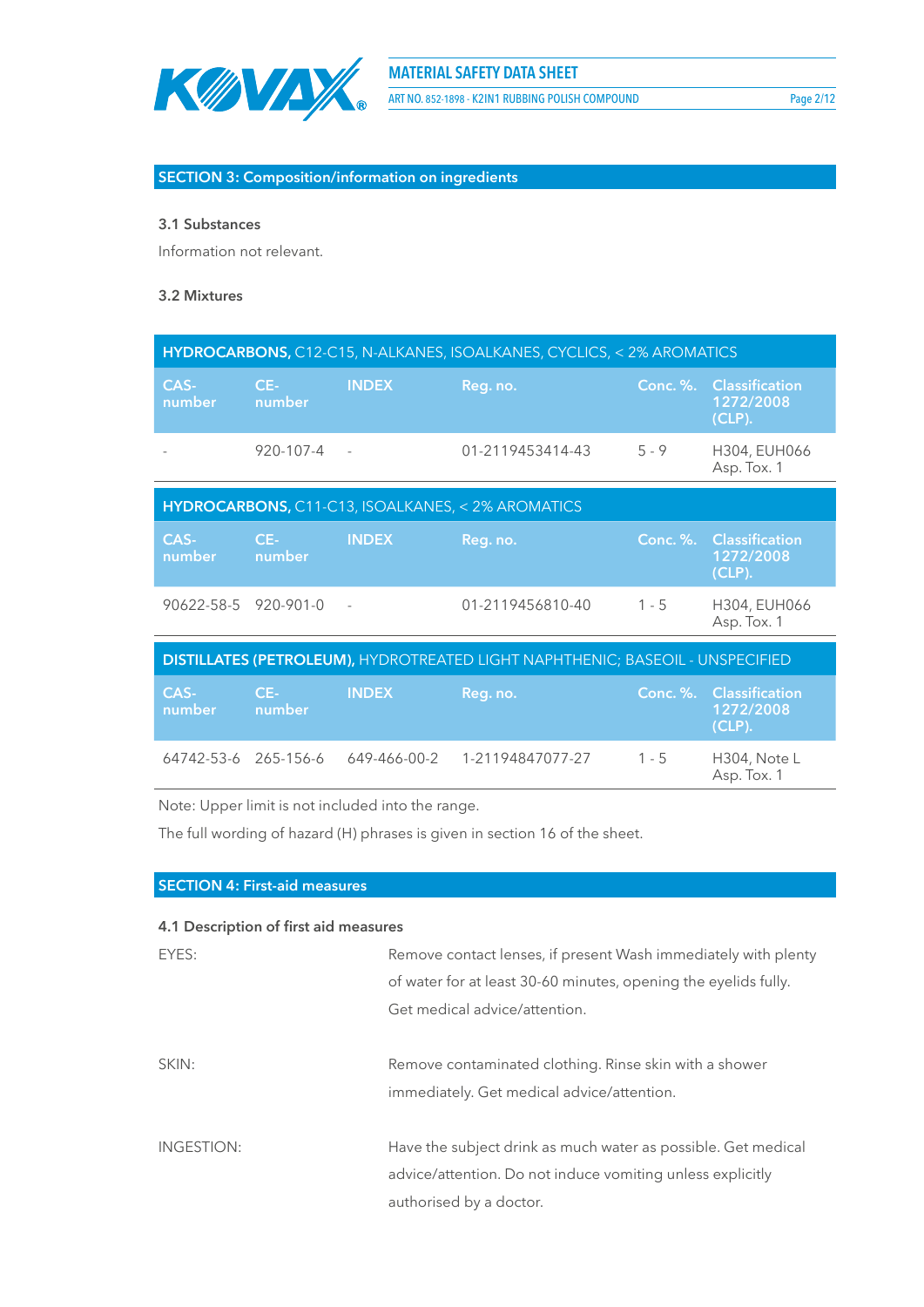## SECTION 3: Composition/information on ingredients

### 3.1 Substances

Information not relevant.

### 3.2 Mixtures

| **HYDROCARBONS,** C12-C15, N-ALKANES, ISOALKANES, CYCLICS, < 2% AROMATICS | | | | | |
|---|---|---|---|---|---|
| **CAS-number** | **CE-number** | **INDEX** | **Reg. no.** | **Conc. %.** | **Classification 1272/2008 (CLP).** |
| - | 920-107-4 | - | 01-2119453414-43 | 5 - 9 | H304, EUH066 Asp. Tox. 1 |

| **HYDROCARBONS,** C11-C13, ISOALKANES, < 2% AROMATICS | | | | | |
|---|---|---|---|---|---|
| **CAS-number** | **CE-number** | **INDEX** | **Reg. no.** | **Conc. %.** | **Classification 1272/2008 (CLP).** |
| 90622-58-5 | 920-901-0 | - | 01-2119456810-40 | 1 - 5 | H304, EUH066 Asp. Tox. 1 |

| **DISTILLATES (PETROLEUM),** HYDROTREATED LIGHT NAPHTHENIC; BASEOIL - UNSPECIFIED | | | | | |
|---|---|---|---|---|---|
| **CAS-number** | **CE-number** | **INDEX** | **Reg. no.** | **Conc. %.** | **Classification 1272/2008 (CLP).** |
| 64742-53-6 | 265-156-6 | 649-466-00-2 | 1-21194847077-27 | 1 - 5 | H304, Note L Asp. Tox. 1 |

Note: Upper limit is not included into the range.

The full wording of hazard (H) phrases is given in section 16 of the sheet.

## SECTION 4: First-aid measures

### 4.1 Description of first aid measures

EYES: Remove contact lenses, if present Wash immediately with plenty of water for at least 30-60 minutes, opening the eyelids fully. Get medical advice/attention.

SKIN: Remove contaminated clothing. Rinse skin with a shower immediately. Get medical advice/attention.

INGESTION: Have the subject drink as much water as possible. Get medical advice/attention. Do not induce vomiting unless explicitly authorised by a doctor.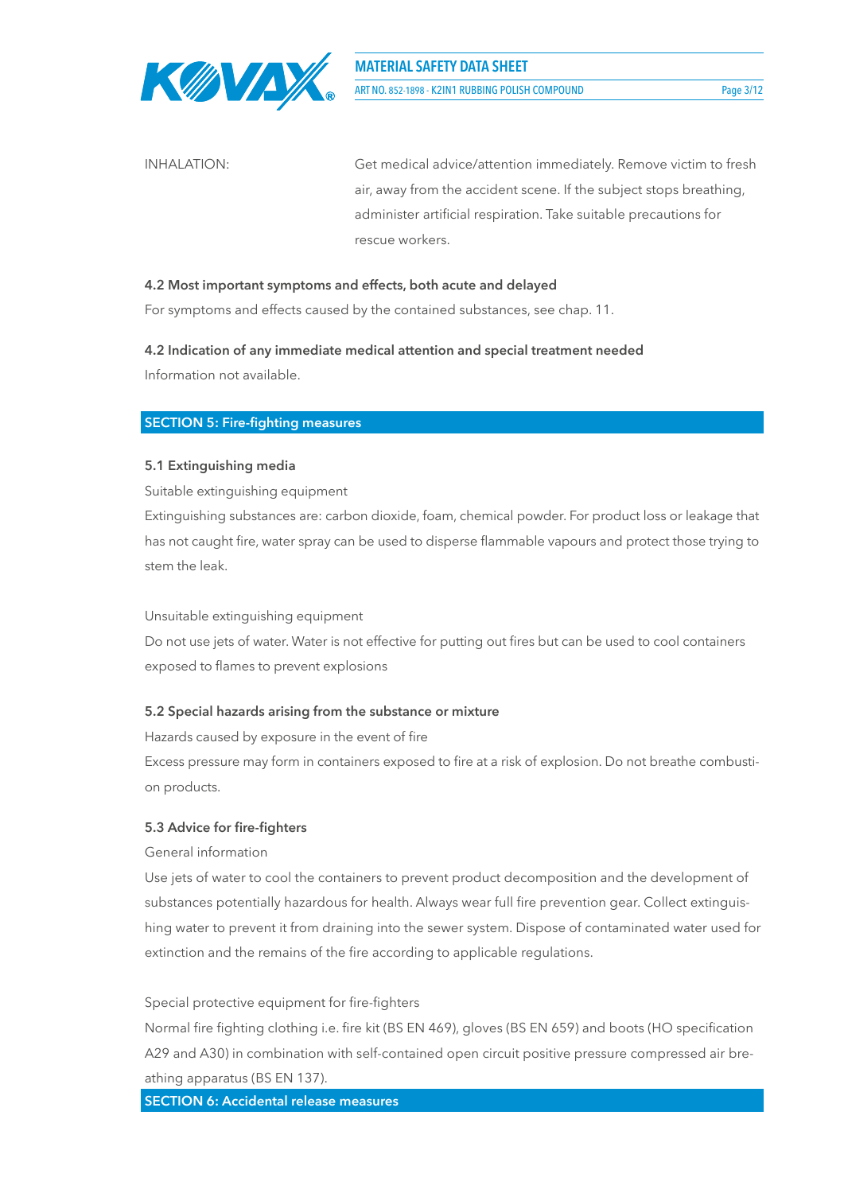INHALATION: Get medical advice/attention immediately. Remove victim to fresh air, away from the accident scene. If the subject stops breathing, administer artificial respiration. Take suitable precautions for rescue workers.

### 4.2 Most important symptoms and effects, both acute and delayed

For symptoms and effects caused by the contained substances, see chap. 11.

### 4.2 Indication of any immediate medical attention and special treatment needed

Information not available.

## SECTION 5: Fire-fighting measures

### 5.1 Extinguishing media

Suitable extinguishing equipment

Extinguishing substances are: carbon dioxide, foam, chemical powder. For product loss or leakage that has not caught fire, water spray can be used to disperse flammable vapours and protect those trying to stem the leak.

Unsuitable extinguishing equipment

Do not use jets of water. Water is not effective for putting out fires but can be used to cool containers exposed to flames to prevent explosions

### 5.2 Special hazards arising from the substance or mixture

Hazards caused by exposure in the event of fire

Excess pressure may form in containers exposed to fire at a risk of explosion. Do not breathe combustion products.

### 5.3 Advice for fire-fighters

General information

Use jets of water to cool the containers to prevent product decomposition and the development of substances potentially hazardous for health. Always wear full fire prevention gear. Collect extinguishing water to prevent it from draining into the sewer system. Dispose of contaminated water used for extinction and the remains of the fire according to applicable regulations.

Special protective equipment for fire-fighters

Normal fire fighting clothing i.e. fire kit (BS EN 469), gloves (BS EN 659) and boots (HO specification A29 and A30) in combination with self-contained open circuit positive pressure compressed air breathing apparatus (BS EN 137).

## SECTION 6: Accidental release measures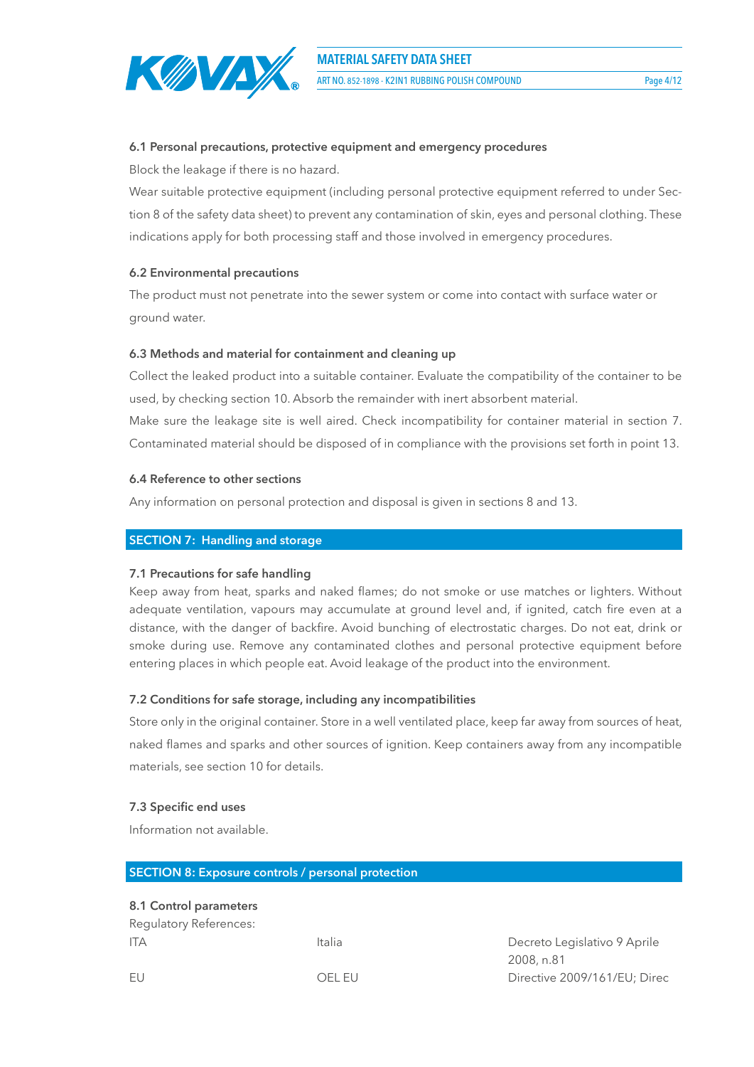### 6.1 Personal precautions, protective equipment and emergency procedures

Block the leakage if there is no hazard.

Wear suitable protective equipment (including personal protective equipment referred to under Section 8 of the safety data sheet) to prevent any contamination of skin, eyes and personal clothing. These indications apply for both processing staff and those involved in emergency procedures.

### 6.2 Environmental precautions

The product must not penetrate into the sewer system or come into contact with surface water or ground water.

### 6.3 Methods and material for containment and cleaning up

Collect the leaked product into a suitable container. Evaluate the compatibility of the container to be used, by checking section 10. Absorb the remainder with inert absorbent material.

Make sure the leakage site is well aired. Check incompatibility for container material in section 7. Contaminated material should be disposed of in compliance with the provisions set forth in point 13.

### 6.4 Reference to other sections

Any information on personal protection and disposal is given in sections 8 and 13.

## SECTION 7: Handling and storage

### 7.1 Precautions for safe handling

Keep away from heat, sparks and naked flames; do not smoke or use matches or lighters. Without adequate ventilation, vapours may accumulate at ground level and, if ignited, catch fire even at a distance, with the danger of backfire. Avoid bunching of electrostatic charges. Do not eat, drink or smoke during use. Remove any contaminated clothes and personal protective equipment before entering places in which people eat. Avoid leakage of the product into the environment.

### 7.2 Conditions for safe storage, including any incompatibilities

Store only in the original container. Store in a well ventilated place, keep far away from sources of heat, naked flames and sparks and other sources of ignition. Keep containers away from any incompatible materials, see section 10 for details.

### 7.3 Specific end uses

Information not available.

## SECTION 8: Exposure controls / personal protection

### 8.1 Control parameters

Regulatory References:

| | | |
|---|---|---|
| ITA | Italia | Decreto Legislativo 9 Aprile 2008, n.81 |
| EU | OEL EU | Directive 2009/161/EU; Direc |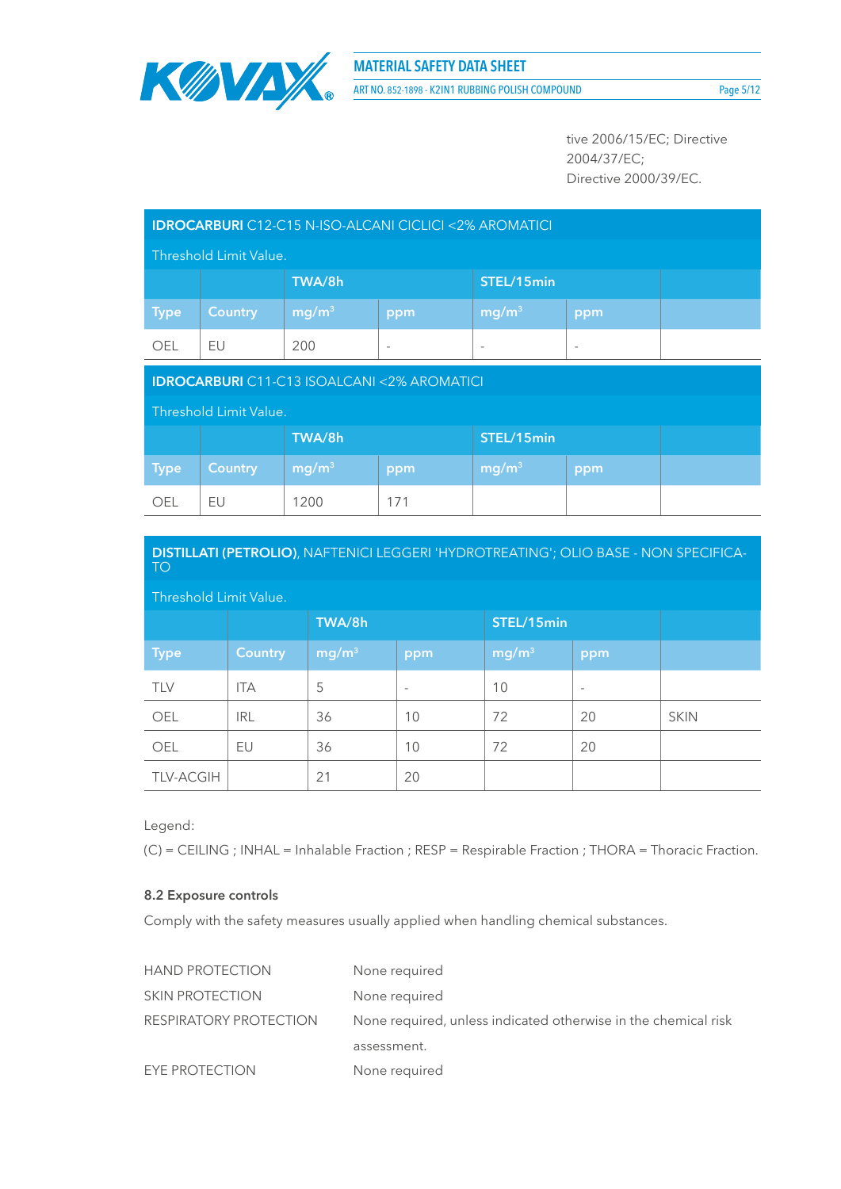tive 2006/15/EC; Directive 2004/37/EC;
Directive 2000/39/EC.

| **IDROCARBURI** C12-C15 N-ISO-ALCANI CICLICI <2% AROMATICI | | | | | | |
|---|---|---|---|---|---|---|
| Threshold Limit Value. | | | | | | |
| | | TWA/8h | | STEL/15min | | |
| Type | Country | mg/m³ | ppm | mg/m³ | ppm | |
| OEL | EU | 200 | - | - | - | |

| **IDROCARBURI** C11-C13 ISOALCANI <2% AROMATICI | | | | | | |
|---|---|---|---|---|---|---|
| Threshold Limit Value. | | | | | | |
| | | TWA/8h | | STEL/15min | | |
| Type | Country | mg/m³ | ppm | mg/m³ | ppm | |
| OEL | EU | 1200 | 171 | | | |

| **DISTILLATI (PETROLIO)**, NAFTENICI LEGGERI 'HYDROTREATING'; OLIO BASE - NON SPECIFICATO | | | | | | |
|---|---|---|---|---|---|---|
| Threshold Limit Value. | | | | | | |
| | | TWA/8h | | STEL/15min | | |
| Type | Country | mg/m³ | ppm | mg/m³ | ppm | |
| TLV | ITA | 5 | - | 10 | - | |
| OEL | IRL | 36 | 10 | 72 | 20 | SKIN |
| OEL | EU | 36 | 10 | 72 | 20 | |
| TLV-ACGIH | | 21 | 20 | | | |

Legend:

(C) = CEILING ; INHAL = Inhalable Fraction ; RESP = Respirable Fraction ; THORA = Thoracic Fraction.

### 8.2 Exposure controls

Comply with the safety measures usually applied when handling chemical substances.

| | |
|---|---|
| HAND PROTECTION | None required |
| SKIN PROTECTION | None required |
| RESPIRATORY PROTECTION | None required, unless indicated otherwise in the chemical risk assessment. |
| EYE PROTECTION | None required |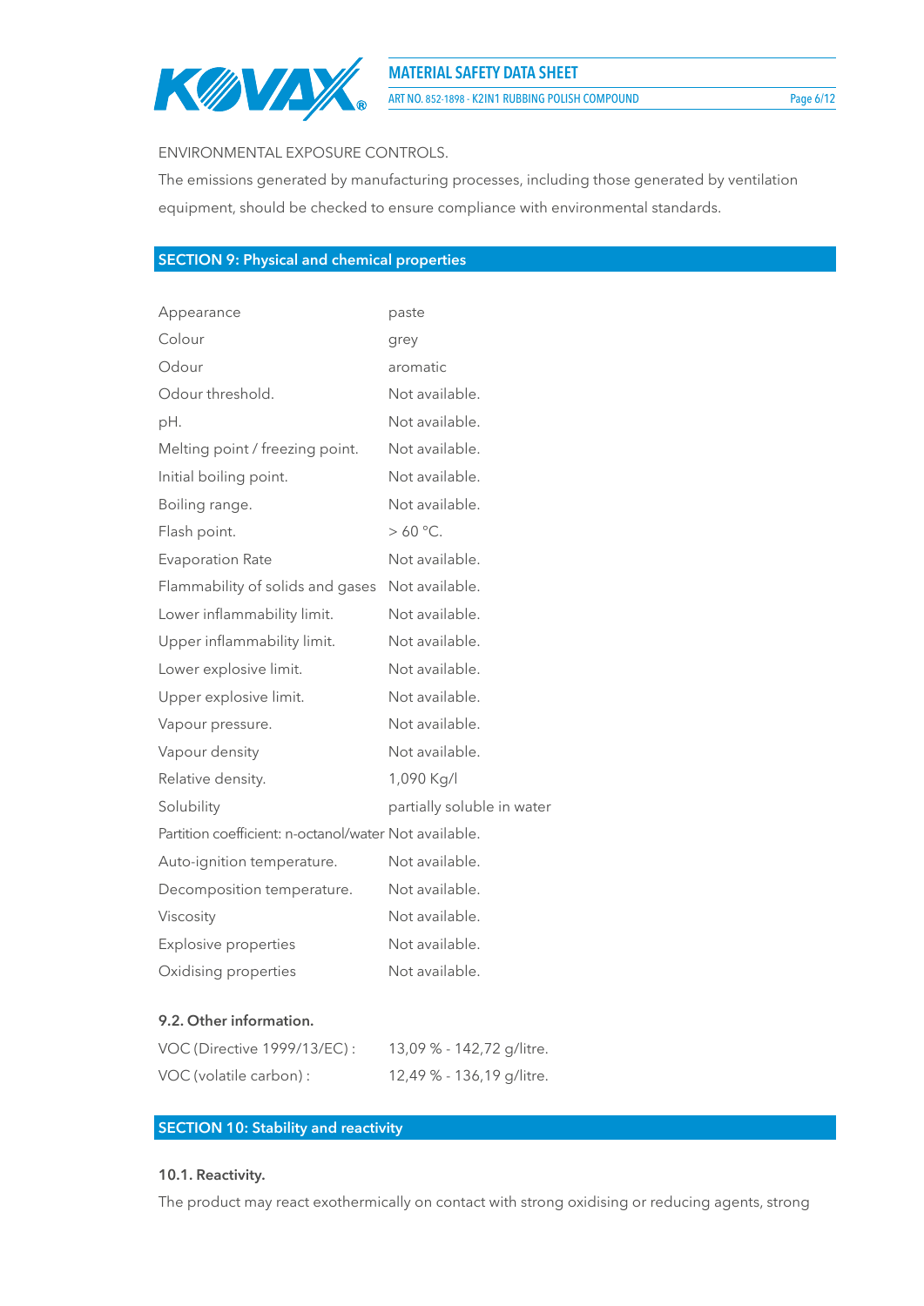ENVIRONMENTAL EXPOSURE CONTROLS.

The emissions generated by manufacturing processes, including those generated by ventilation equipment, should be checked to ensure compliance with environmental standards.

## SECTION 9: Physical and chemical properties

| | |
|---|---|
| Appearance | paste |
| Colour | grey |
| Odour | aromatic |
| Odour threshold. | Not available. |
| pH. | Not available. |
| Melting point / freezing point. | Not available. |
| Initial boiling point. | Not available. |
| Boiling range. | Not available. |
| Flash point. | > 60 °C. |
| Evaporation Rate | Not available. |
| Flammability of solids and gases | Not available. |
| Lower inflammability limit. | Not available. |
| Upper inflammability limit. | Not available. |
| Lower explosive limit. | Not available. |
| Upper explosive limit. | Not available. |
| Vapour pressure. | Not available. |
| Vapour density | Not available. |
| Relative density. | 1,090 Kg/l |
| Solubility | partially soluble in water |
| Partition coefficient: n-octanol/water | Not available. |
| Auto-ignition temperature. | Not available. |
| Decomposition temperature. | Not available. |
| Viscosity | Not available. |
| Explosive properties | Not available. |
| Oxidising properties | Not available. |

### 9.2. Other information.

| | |
|---|---|
| VOC (Directive 1999/13/EC) : | 13,09 % - 142,72 g/litre. |
| VOC (volatile carbon) : | 12,49 % - 136,19 g/litre. |

## SECTION 10: Stability and reactivity

### 10.1. Reactivity.

The product may react exothermically on contact with strong oxidising or reducing agents, strong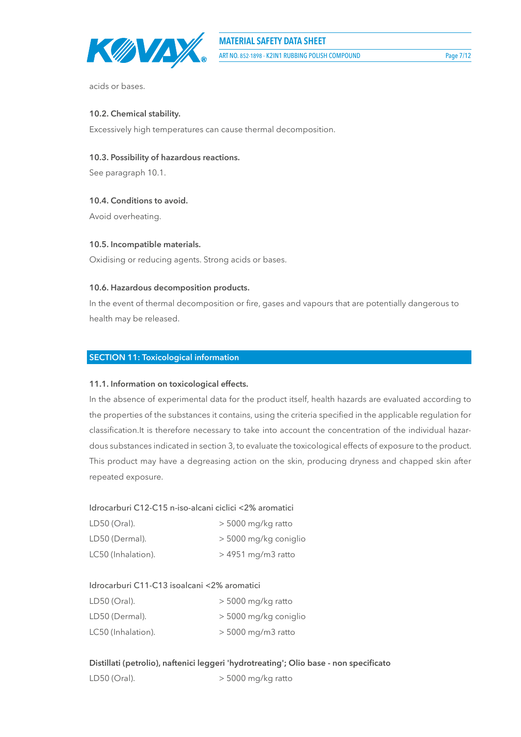acids or bases.

### 10.2. Chemical stability.

Excessively high temperatures can cause thermal decomposition.

### 10.3. Possibility of hazardous reactions.

See paragraph 10.1.

### 10.4. Conditions to avoid.

Avoid overheating.

### 10.5. Incompatible materials.

Oxidising or reducing agents. Strong acids or bases.

### 10.6. Hazardous decomposition products.

In the event of thermal decomposition or fire, gases and vapours that are potentially dangerous to health may be released.

## SECTION 11: Toxicological information

### 11.1. Information on toxicological effects.

In the absence of experimental data for the product itself, health hazards are evaluated according to the properties of the substances it contains, using the criteria specified in the applicable regulation for classification.It is therefore necessary to take into account the concentration of the individual hazardous substances indicated in section 3, to evaluate the toxicological effects of exposure to the product. This product may have a degreasing action on the skin, producing dryness and chapped skin after repeated exposure.

Idrocarburi C12-C15 n-iso-alcani ciclici <2% aromatici

| | |
|---|---|
| LD50 (Oral). | > 5000 mg/kg ratto |
| LD50 (Dermal). | > 5000 mg/kg coniglio |
| LC50 (Inhalation). | > 4951 mg/m3 ratto |

Idrocarburi C11-C13 isoalcani <2% aromatici

| | |
|---|---|
| LD50 (Oral). | > 5000 mg/kg ratto |
| LD50 (Dermal). | > 5000 mg/kg coniglio |
| LC50 (Inhalation). | > 5000 mg/m3 ratto |

**Distillati (petrolio), naftenici leggeri 'hydrotreating'; Olio base - non specificato**

| | |
|---|---|
| LD50 (Oral). | > 5000 mg/kg ratto |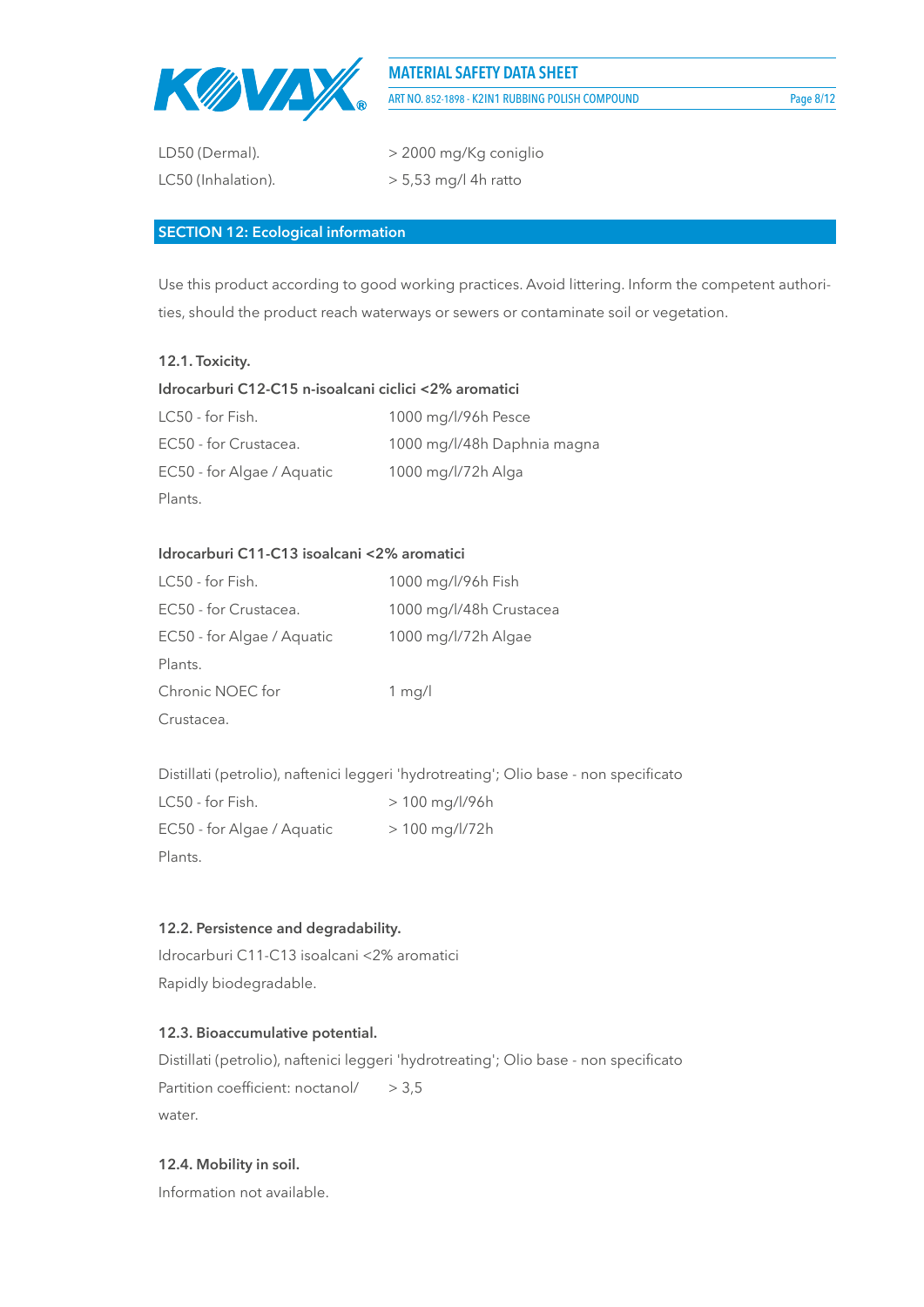| | |
|---|---|
| LD50 (Dermal). | > 2000 mg/Kg coniglio |
| LC50 (Inhalation). | > 5,53 mg/l 4h ratto |

## SECTION 12: Ecological information

Use this product according to good working practices. Avoid littering. Inform the competent authorities, should the product reach waterways or sewers or contaminate soil or vegetation.

### 12.1. Toxicity.

**Idrocarburi C12-C15 n-isoalcani ciclici <2% aromatici**

| | |
|---|---|
| LC50 - for Fish. | 1000 mg/l/96h Pesce |
| EC50 - for Crustacea. | 1000 mg/l/48h Daphnia magna |
| EC50 - for Algae / Aquatic Plants. | 1000 mg/l/72h Alga |

**Idrocarburi C11-C13 isoalcani <2% aromatici**

| | |
|---|---|
| LC50 - for Fish. | 1000 mg/l/96h Fish |
| EC50 - for Crustacea. | 1000 mg/l/48h Crustacea |
| EC50 - for Algae / Aquatic Plants. | 1000 mg/l/72h Algae |
| Chronic NOEC for Crustacea. | 1 mg/l |

Distillati (petrolio), naftenici leggeri 'hydrotreating'; Olio base - non specificato

| | |
|---|---|
| LC50 - for Fish. | > 100 mg/l/96h |
| EC50 - for Algae / Aquatic Plants. | > 100 mg/l/72h |

### 12.2. Persistence and degradability.

Idrocarburi C11-C13 isoalcani <2% aromatici

Rapidly biodegradable.

### 12.3. Bioaccumulative potential.

Distillati (petrolio), naftenici leggeri 'hydrotreating'; Olio base - non specificato

| | |
|---|---|
| Partition coefficient: noctanol/water. | > 3,5 |

### 12.4. Mobility in soil.

Information not available.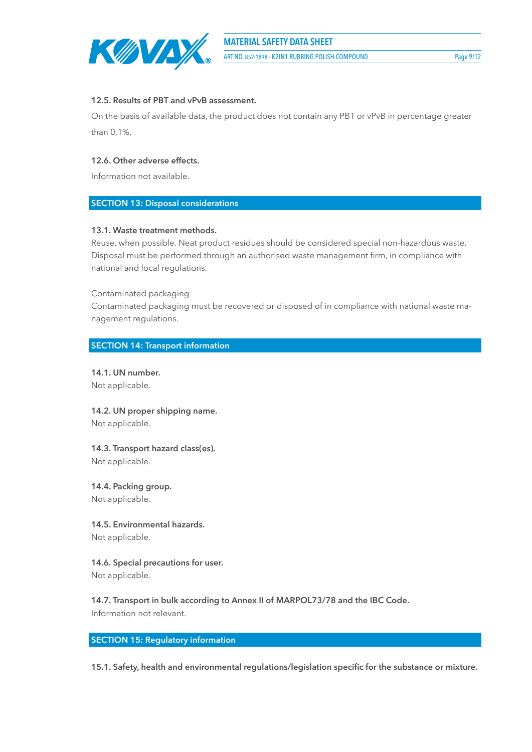### 12.5. Results of PBT and vPvB assessment.

On the basis of available data, the product does not contain any PBT or vPvB in percentage greater than 0,1%.

### 12.6. Other adverse effects.

Information not available.

## SECTION 13: Disposal considerations

### 13.1. Waste treatment methods.

Reuse, when possible. Neat product residues should be considered special non-hazardous waste. Disposal must be performed through an authorised waste management firm, in compliance with national and local regulations.

Contaminated packaging

Contaminated packaging must be recovered or disposed of in compliance with national waste management regulations.

## SECTION 14: Transport information

### 14.1. UN number.

Not applicable.

### 14.2. UN proper shipping name.

Not applicable.

### 14.3. Transport hazard class(es).

Not applicable.

### 14.4. Packing group.

Not applicable.

### 14.5. Environmental hazards.

Not applicable.

### 14.6. Special precautions for user.

Not applicable.

### 14.7. Transport in bulk according to Annex II of MARPOL73/78 and the IBC Code.

Information not relevant.

## SECTION 15: Regulatory information

### 15.1. Safety, health and environmental regulations/legislation specific for the substance or mixture.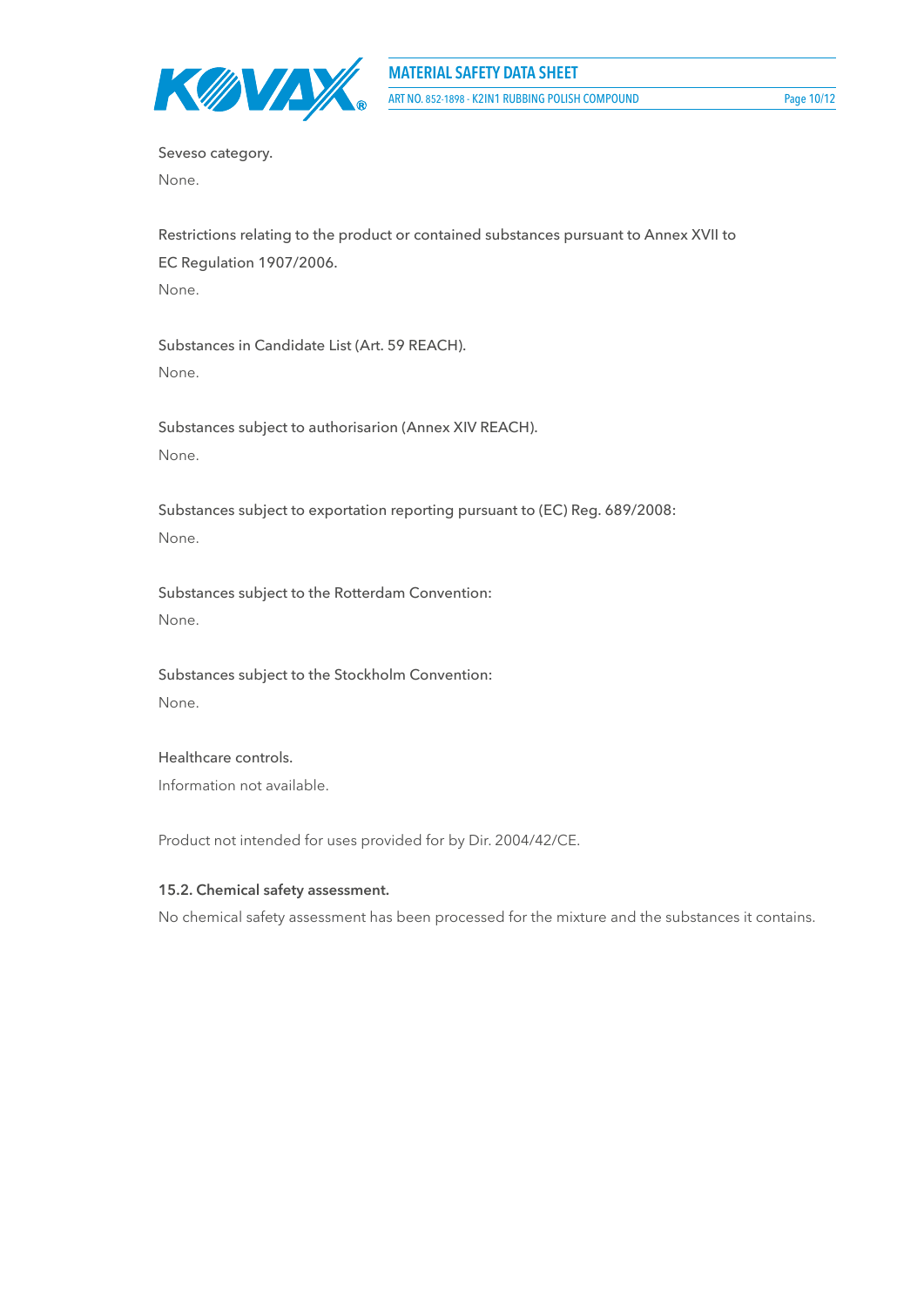Seveso category.

None.

Restrictions relating to the product or contained substances pursuant to Annex XVII to EC Regulation 1907/2006.

None.

Substances in Candidate List (Art. 59 REACH).

None.

Substances subject to authorisarion (Annex XIV REACH).

None.

Substances subject to exportation reporting pursuant to (EC) Reg. 689/2008:

None.

Substances subject to the Rotterdam Convention:

None.

Substances subject to the Stockholm Convention:

None.

Healthcare controls.

Information not available.

Product not intended for uses provided for by Dir. 2004/42/CE.

**15.2. Chemical safety assessment.**

No chemical safety assessment has been processed for the mixture and the substances it contains.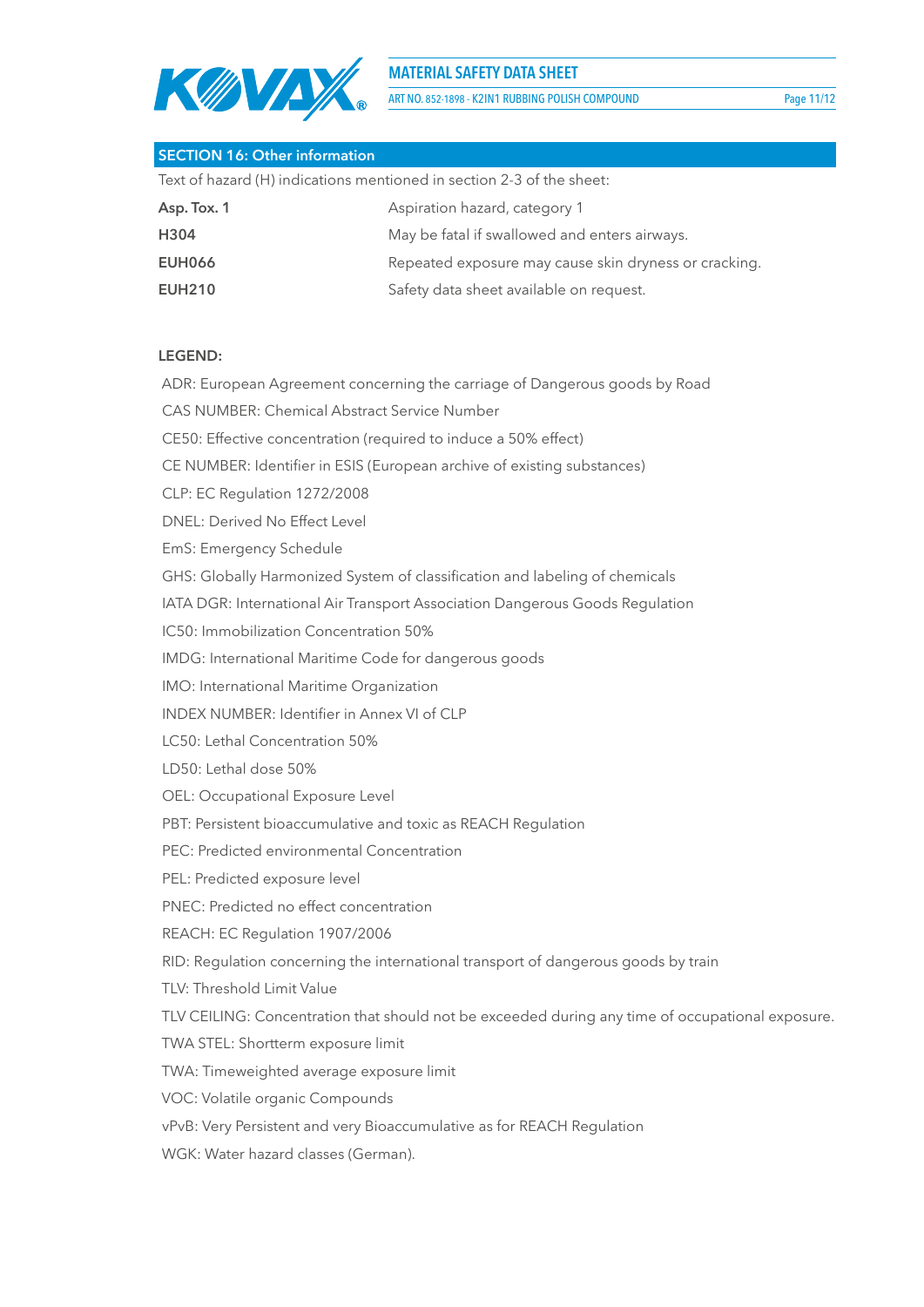## SECTION 16: Other information

Text of hazard (H) indications mentioned in section 2-3 of the sheet:

| | |
|---|---|
| **Asp. Tox. 1** | Aspiration hazard, category 1 |
| **H304** | May be fatal if swallowed and enters airways. |
| **EUH066** | Repeated exposure may cause skin dryness or cracking. |
| **EUH210** | Safety data sheet available on request. |

**LEGEND:**

ADR: European Agreement concerning the carriage of Dangerous goods by Road

CAS NUMBER: Chemical Abstract Service Number

CE50: Effective concentration (required to induce a 50% effect)

CE NUMBER: Identifier in ESIS (European archive of existing substances)

CLP: EC Regulation 1272/2008

DNEL: Derived No Effect Level

EmS: Emergency Schedule

GHS: Globally Harmonized System of classification and labeling of chemicals

IATA DGR: International Air Transport Association Dangerous Goods Regulation

IC50: Immobilization Concentration 50%

IMDG: International Maritime Code for dangerous goods

IMO: International Maritime Organization

INDEX NUMBER: Identifier in Annex VI of CLP

LC50: Lethal Concentration 50%

LD50: Lethal dose 50%

OEL: Occupational Exposure Level

PBT: Persistent bioaccumulative and toxic as REACH Regulation

PEC: Predicted environmental Concentration

PEL: Predicted exposure level

PNEC: Predicted no effect concentration

REACH: EC Regulation 1907/2006

RID: Regulation concerning the international transport of dangerous goods by train

TLV: Threshold Limit Value

TLV CEILING: Concentration that should not be exceeded during any time of occupational exposure.

TWA STEL: Shortterm exposure limit

TWA: Timeweighted average exposure limit

VOC: Volatile organic Compounds

vPvB: Very Persistent and very Bioaccumulative as for REACH Regulation

WGK: Water hazard classes (German).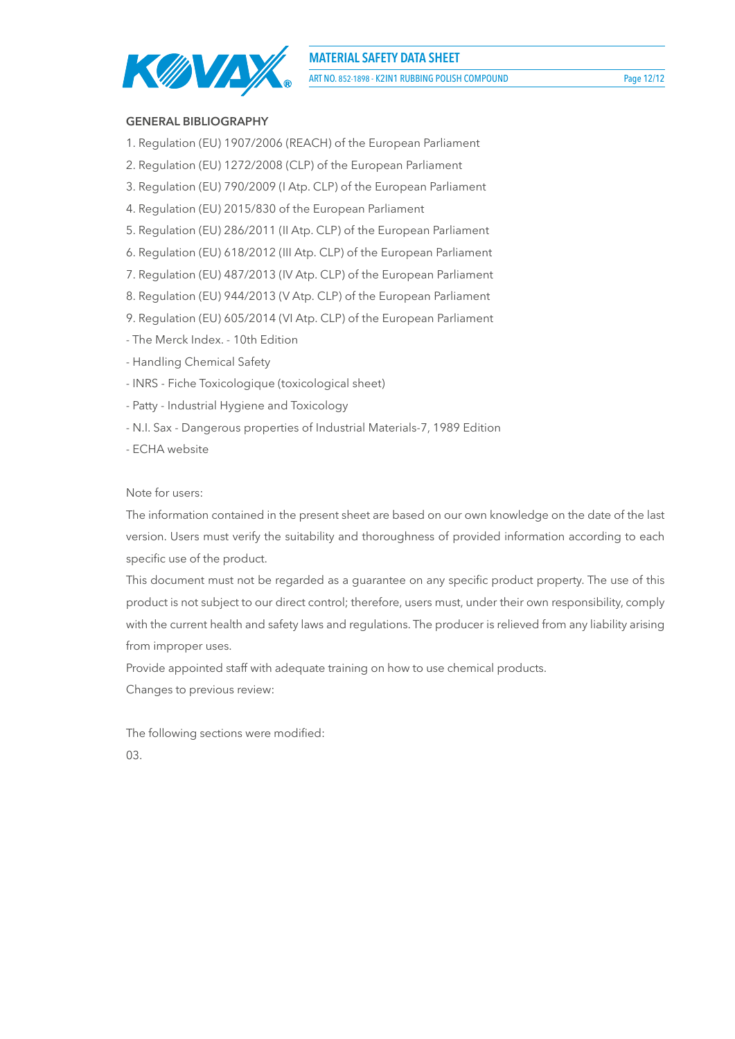## GENERAL BIBLIOGRAPHY

1. Regulation (EU) 1907/2006 (REACH) of the European Parliament
2. Regulation (EU) 1272/2008 (CLP) of the European Parliament
3. Regulation (EU) 790/2009 (I Atp. CLP) of the European Parliament
4. Regulation (EU) 2015/830 of the European Parliament
5. Regulation (EU) 286/2011 (II Atp. CLP) of the European Parliament
6. Regulation (EU) 618/2012 (III Atp. CLP) of the European Parliament
7. Regulation (EU) 487/2013 (IV Atp. CLP) of the European Parliament
8. Regulation (EU) 944/2013 (V Atp. CLP) of the European Parliament
9. Regulation (EU) 605/2014 (VI Atp. CLP) of the European Parliament

- The Merck Index. - 10th Edition
- Handling Chemical Safety
- INRS - Fiche Toxicologique (toxicological sheet)
- Patty - Industrial Hygiene and Toxicology
- N.I. Sax - Dangerous properties of Industrial Materials-7, 1989 Edition
- ECHA website

Note for users:

The information contained in the present sheet are based on our own knowledge on the date of the last version. Users must verify the suitability and thoroughness of provided information according to each specific use of the product.

This document must not be regarded as a guarantee on any specific product property. The use of this product is not subject to our direct control; therefore, users must, under their own responsibility, comply with the current health and safety laws and regulations. The producer is relieved from any liability arising from improper uses.

Provide appointed staff with adequate training on how to use chemical products.

Changes to previous review:

The following sections were modified:

03.